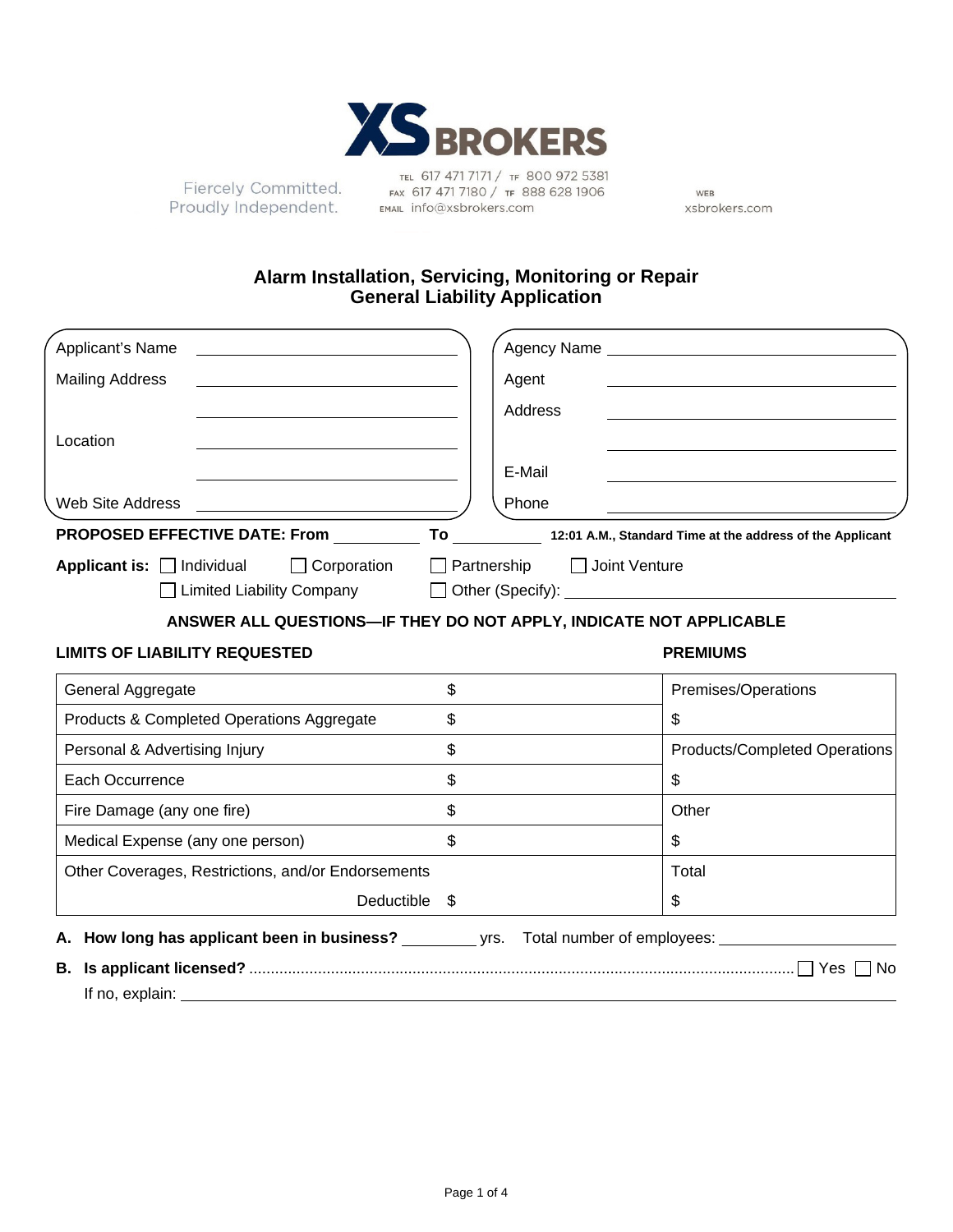XS BROKERS

Fiercely Committed.
Proudly Independent.

TEL 617 471 7171 / TF 800 972 5381
FAX 617 471 7180 / TF 888 628 1906
EMAIL info@xsbrokers.com

WEB xsbrokers.com

## Alarm Installation, Servicing, Monitoring or Repair General Liability Application

| | | | |
|---|---|---|---|
| Applicant's Name | | Agency Name | |
| Mailing Address | | Agent | |
| | | Address | |
| Location | | | |
| | | E-Mail | |
| Web Site Address | | Phone | |

**PROPOSED EFFECTIVE DATE: From** __________ **To** __________ **12:01 A.M., Standard Time at the address of the Applicant**

**Applicant is:** ☐ Individual ☐ Corporation ☐ Partnership ☐ Joint Venture
☐ Limited Liability Company ☐ Other (Specify): ____________________

**ANSWER ALL QUESTIONS—IF THEY DO NOT APPLY, INDICATE NOT APPLICABLE**

| **LIMITS OF LIABILITY REQUESTED** | | **PREMIUMS** |
|---|---|---|
| General Aggregate | $ | Premises/Operations |
| Products & Completed Operations Aggregate | $ | $ |
| Personal & Advertising Injury | $ | Products/Completed Operations |
| Each Occurrence | $ | $ |
| Fire Damage (any one fire) | $ | Other |
| Medical Expense (any one person) | $ | $ |
| Other Coverages, Restrictions, and/or Endorsements | | Total |
| Deductible | $ | $ |

**A. How long has applicant been in business?** ________ yrs. Total number of employees: ____________________

**B. Is applicant licensed?** ..................................................... ☐ Yes ☐ No
If no, explain: ____________________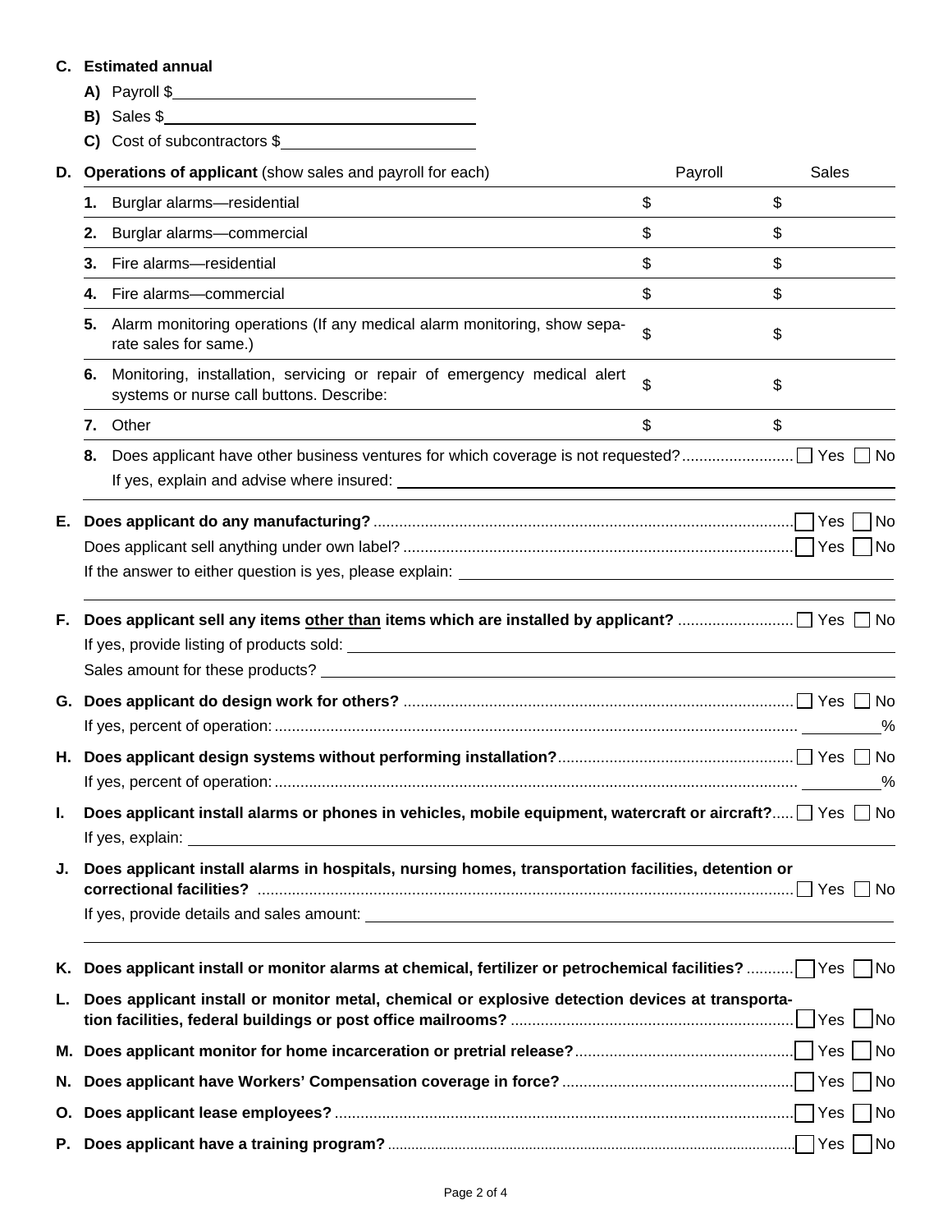**C. Estimated annual**

**A)** Payroll $\_\_\_\_\_\_\_\_\_\_\_\_\_\_\_\_\_\_\_\_

**B)** Sales $\_\_\_\_\_\_\_\_\_\_\_\_\_\_\_\_\_\_\_\_

**C)** Cost of subcontractors $\_\_\_\_\_\_\_\_\_\_\_\_\_\_\_\_\_\_\_\_

**D. Operations of applicant** (show sales and payroll for each)

| | | Payroll | Sales |
|---|---|---|---|
| **1.** | Burglar alarms—residential | $ | $ |
| **2.** | Burglar alarms—commercial | $ | $ |
| **3.** | Fire alarms—residential | $ | $ |
| **4.** | Fire alarms—commercial | $ | $ |
| **5.** | Alarm monitoring operations (If any medical alarm monitoring, show separate sales for same.) | $ | $ |
| **6.** | Monitoring, installation, servicing or repair of emergency medical alert systems or nurse call buttons. Describe: | $ | $ |
| **7.** | Other | $ | $ |

**8.** Does applicant have other business ventures for which coverage is not requested? ☐ Yes ☐ No

If yes, explain and advise where insured: \_\_\_\_\_\_\_\_\_\_\_\_\_\_\_\_\_\_\_\_

**E. Does applicant do any manufacturing?** ☐ Yes ☐ No

Does applicant sell anything under own label? ☐ Yes ☐ No

If the answer to either question is yes, please explain: \_\_\_\_\_\_\_\_\_\_\_\_\_\_\_\_\_\_\_\_

**F. Does applicant sell any items <u>other than</u> items which are installed by applicant?** ☐ Yes ☐ No

If yes, provide listing of products sold: \_\_\_\_\_\_\_\_\_\_\_\_\_\_\_\_\_\_\_\_

Sales amount for these products? \_\_\_\_\_\_\_\_\_\_\_\_\_\_\_\_\_\_\_\_

**G. Does applicant do design work for others?** ☐ Yes ☐ No

If yes, percent of operation: \_\_\_\_\_\_\_\_\_%

**H. Does applicant design systems without performing installation?** ☐ Yes ☐ No

If yes, percent of operation: \_\_\_\_\_\_\_\_\_%

**I. Does applicant install alarms or phones in vehicles, mobile equipment, watercraft or aircraft?** ☐ Yes ☐ No

If yes, explain: \_\_\_\_\_\_\_\_\_\_\_\_\_\_\_\_\_\_\_\_

**J. Does applicant install alarms in hospitals, nursing homes, transportation facilities, detention or correctional facilities?** ☐ Yes ☐ No

If yes, provide details and sales amount: \_\_\_\_\_\_\_\_\_\_\_\_\_\_\_\_\_\_\_\_

**K. Does applicant install or monitor alarms at chemical, fertilizer or petrochemical facilities?** ☐ Yes ☐ No

**L. Does applicant install or monitor metal, chemical or explosive detection devices at transportation facilities, federal buildings or post office mailrooms?** ☐ Yes ☐ No

**M. Does applicant monitor for home incarceration or pretrial release?** ☐ Yes ☐ No

**N. Does applicant have Workers' Compensation coverage in force?** ☐ Yes ☐ No

**O. Does applicant lease employees?** ☐ Yes ☐ No

**P. Does applicant have a training program?** ☐ Yes ☐ No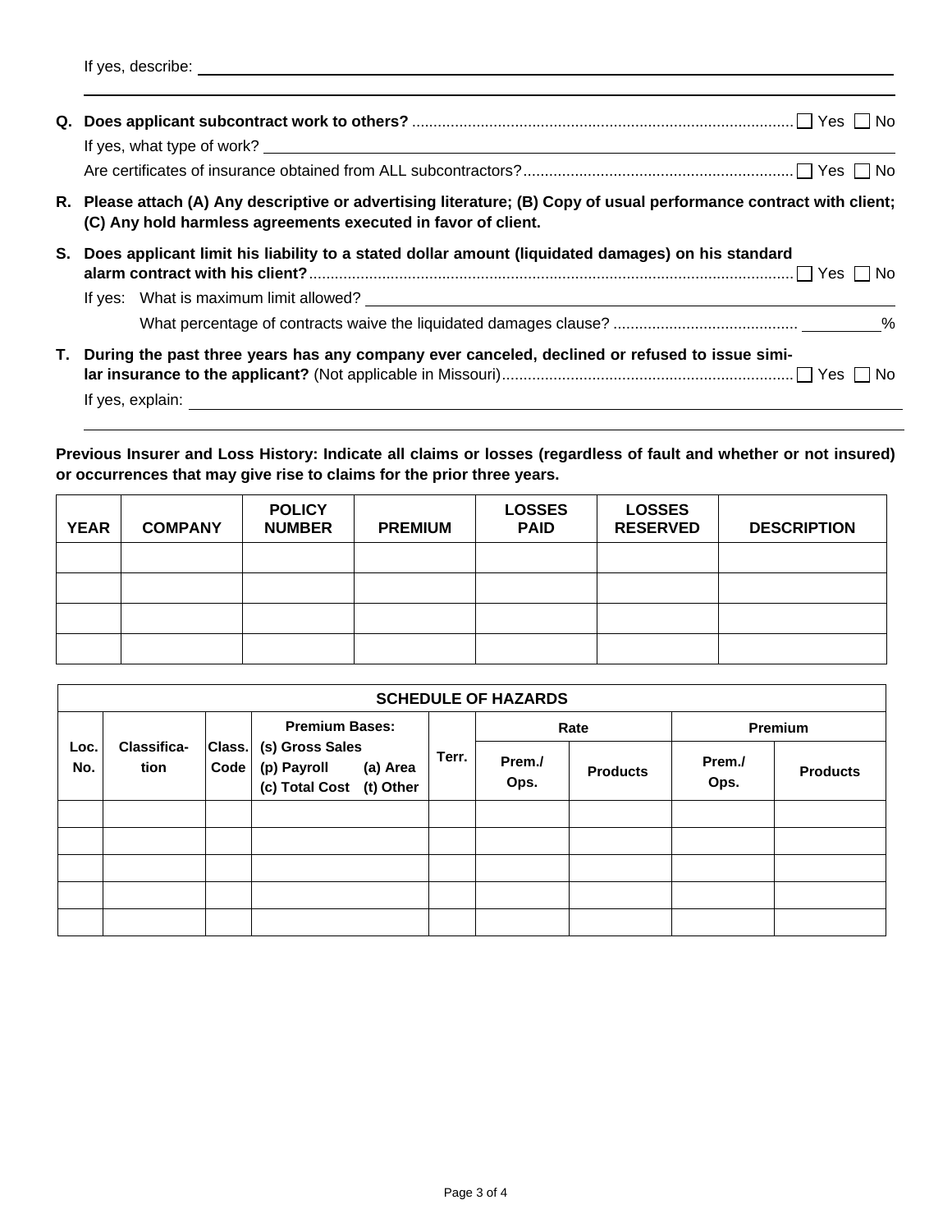If yes, describe: \_\_\_\_\_\_\_\_\_\_\_\_\_\_\_\_\_\_\_\_\_\_\_\_\_\_\_\_\_\_\_\_\_\_\_\_\_\_\_\_

**Q. Does applicant subcontract work to others?** ☐ Yes ☐ No

If yes, what type of work? \_\_\_\_\_\_\_\_\_\_\_\_\_\_\_\_\_\_\_\_\_\_\_\_\_\_\_\_\_\_\_\_\_\_\_\_\_\_\_\_

Are certificates of insurance obtained from ALL subcontractors? ☐ Yes ☐ No

**R. Please attach (A) Any descriptive or advertising literature; (B) Copy of usual performance contract with client; (C) Any hold harmless agreements executed in favor of client.**

**S. Does applicant limit his liability to a stated dollar amount (liquidated damages) on his standard alarm contract with his client?** ☐ Yes ☐ No

If yes: What is maximum limit allowed? \_\_\_\_\_\_\_\_\_\_\_\_\_\_\_\_\_\_\_\_\_\_\_\_\_\_\_\_\_\_\_\_\_\_\_\_\_\_\_\_

What percentage of contracts waive the liquidated damages clause? \_\_\_\_\_\_\_\_\_\_%

**T. During the past three years has any company ever canceled, declined or refused to issue similar insurance to the applicant?** (Not applicable in Missouri) ☐ Yes ☐ No

If yes, explain: \_\_\_\_\_\_\_\_\_\_\_\_\_\_\_\_\_\_\_\_\_\_\_\_\_\_\_\_\_\_\_\_\_\_\_\_\_\_\_\_

**Previous Insurer and Loss History: Indicate all claims or losses (regardless of fault and whether or not insured) or occurrences that may give rise to claims for the prior three years.**

| YEAR | COMPANY | POLICY NUMBER | PREMIUM | LOSSES PAID | LOSSES RESERVED | DESCRIPTION |
|---|---|---|---|---|---|---|
| | | | | | | |
| | | | | | | |
| | | | | | | |
| | | | | | | |

| SCHEDULE OF HAZARDS | | | | | | | | |
|---|---|---|---|---|---|---|---|---|
| Loc. No. | Classification | Class. Code | Premium Bases: (s) Gross Sales (p) Payroll (a) Area (c) Total Cost (t) Other | Terr. | Rate | | Premium | |
| | | | | | Prem./Ops. | Products | Prem./Ops. | Products |
| | | | | | | | | |
| | | | | | | | | |
| | | | | | | | | |
| | | | | | | | | |
| | | | | | | | | |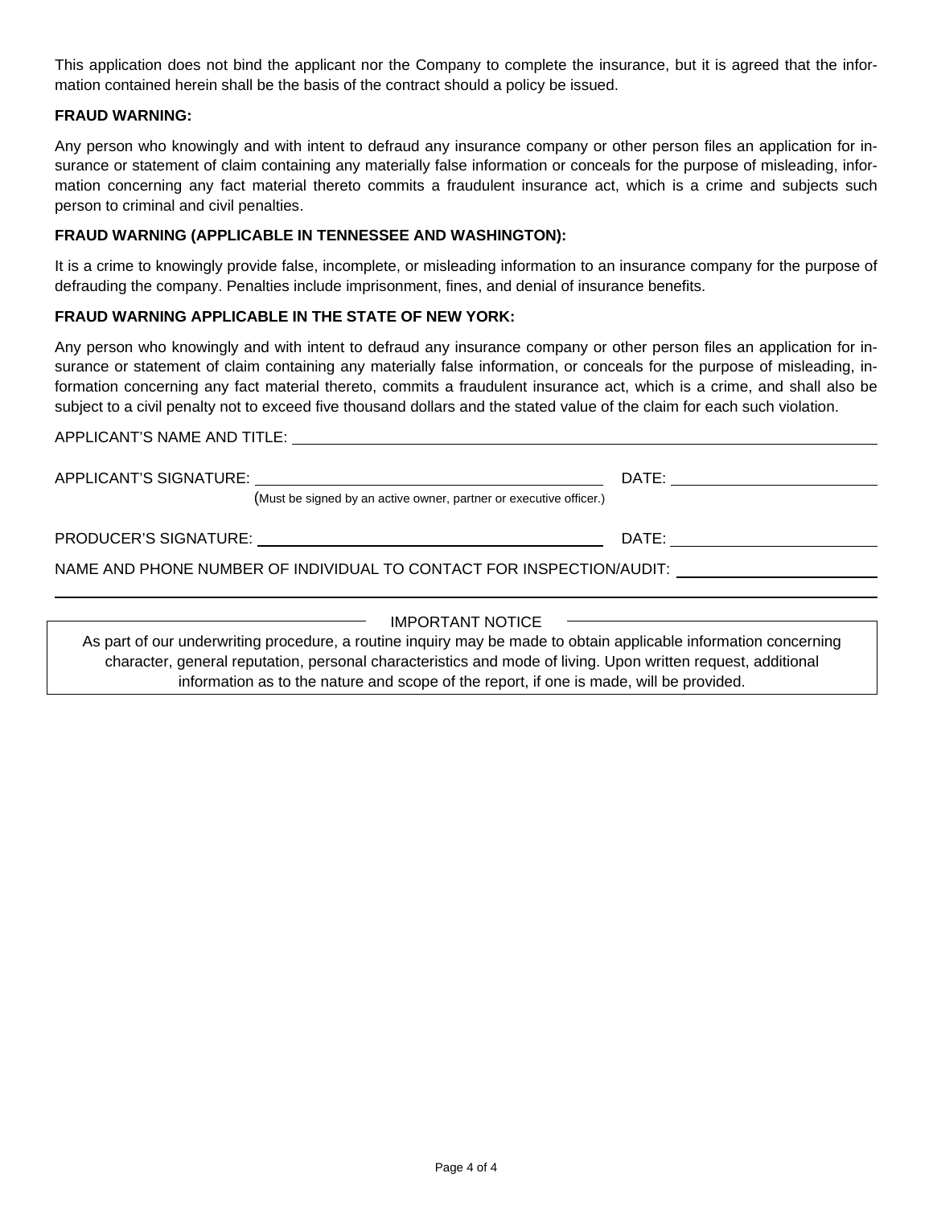This application does not bind the applicant nor the Company to complete the insurance, but it is agreed that the information contained herein shall be the basis of the contract should a policy be issued.

**FRAUD WARNING:**

Any person who knowingly and with intent to defraud any insurance company or other person files an application for insurance or statement of claim containing any materially false information or conceals for the purpose of misleading, information concerning any fact material thereto commits a fraudulent insurance act, which is a crime and subjects such person to criminal and civil penalties.

**FRAUD WARNING (APPLICABLE IN TENNESSEE AND WASHINGTON):**

It is a crime to knowingly provide false, incomplete, or misleading information to an insurance company for the purpose of defrauding the company. Penalties include imprisonment, fines, and denial of insurance benefits.

**FRAUD WARNING APPLICABLE IN THE STATE OF NEW YORK:**

Any person who knowingly and with intent to defraud any insurance company or other person files an application for insurance or statement of claim containing any materially false information, or conceals for the purpose of misleading, information concerning any fact material thereto, commits a fraudulent insurance act, which is a crime, and shall also be subject to a civil penalty not to exceed five thousand dollars and the stated value of the claim for each such violation.

APPLICANT'S NAME AND TITLE: ______________________________

APPLICANT'S SIGNATURE: ______________________________ DATE: ______________
(Must be signed by an active owner, partner or executive officer.)

PRODUCER'S SIGNATURE: ______________________________ DATE: ______________

NAME AND PHONE NUMBER OF INDIVIDUAL TO CONTACT FOR INSPECTION/AUDIT: ______________

IMPORTANT NOTICE

As part of our underwriting procedure, a routine inquiry may be made to obtain applicable information concerning character, general reputation, personal characteristics and mode of living. Upon written request, additional information as to the nature and scope of the report, if one is made, will be provided.